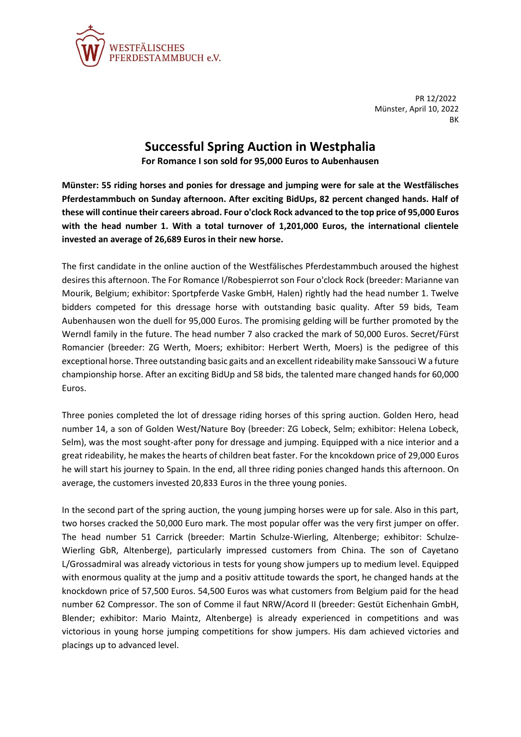WESTFÄLISCHES PFERDESTAMMBUCH e.V.

PR 12/2022
Münster, April 10, 2022
BK

# Successful Spring Auction in Westphalia

**For Romance I son sold for 95,000 Euros to Aubenhausen**

**Münster: 55 riding horses and ponies for dressage and jumping were for sale at the Westfälisches Pferdestammbuch on Sunday afternoon. After exciting BidUps, 82 percent changed hands. Half of these will continue their careers abroad. Four o'clock Rock advanced to the top price of 95,000 Euros with the head number 1. With a total turnover of 1,201,000 Euros, the international clientele invested an average of 26,689 Euros in their new horse.**

The first candidate in the online auction of the Westfälisches Pferdestammbuch aroused the highest desires this afternoon. The For Romance I/Robespierrot son Four o'clock Rock (breeder: Marianne van Mourik, Belgium; exhibitor: Sportpferde Vaske GmbH, Halen) rightly had the head number 1. Twelve bidders competed for this dressage horse with outstanding basic quality. After 59 bids, Team Aubenhausen won the duell for 95,000 Euros. The promising gelding will be further promoted by the Werndl family in the future. The head number 7 also cracked the mark of 50,000 Euros. Secret/Fürst Romancier (breeder: ZG Werth, Moers; exhibitor: Herbert Werth, Moers) is the pedigree of this exceptional horse. Three outstanding basic gaits and an excellent rideability make Sanssouci W a future championship horse. After an exciting BidUp and 58 bids, the talented mare changed hands for 60,000 Euros.

Three ponies completed the lot of dressage riding horses of this spring auction. Golden Hero, head number 14, a son of Golden West/Nature Boy (breeder: ZG Lobeck, Selm; exhibitor: Helena Lobeck, Selm), was the most sought-after pony for dressage and jumping. Equipped with a nice interior and a great rideability, he makes the hearts of children beat faster. For the kncokdown price of 29,000 Euros he will start his journey to Spain. In the end, all three riding ponies changed hands this afternoon. On average, the customers invested 20,833 Euros in the three young ponies.

In the second part of the spring auction, the young jumping horses were up for sale. Also in this part, two horses cracked the 50,000 Euro mark. The most popular offer was the very first jumper on offer. The head number 51 Carrick (breeder: Martin Schulze-Wierling, Altenberge; exhibitor: Schulze-Wierling GbR, Altenberge), particularly impressed customers from China. The son of Cayetano L/Grossadmiral was already victorious in tests for young show jumpers up to medium level. Equipped with enormous quality at the jump and a positiv attitude towards the sport, he changed hands at the knockdown price of 57,500 Euros. 54,500 Euros was what customers from Belgium paid for the head number 62 Compressor. The son of Comme il faut NRW/Acord II (breeder: Gestüt Eichenhain GmbH, Blender; exhibitor: Mario Maintz, Altenberge) is already experienced in competitions and was victorious in young horse jumping competitions for show jumpers. His dam achieved victories and placings up to advanced level.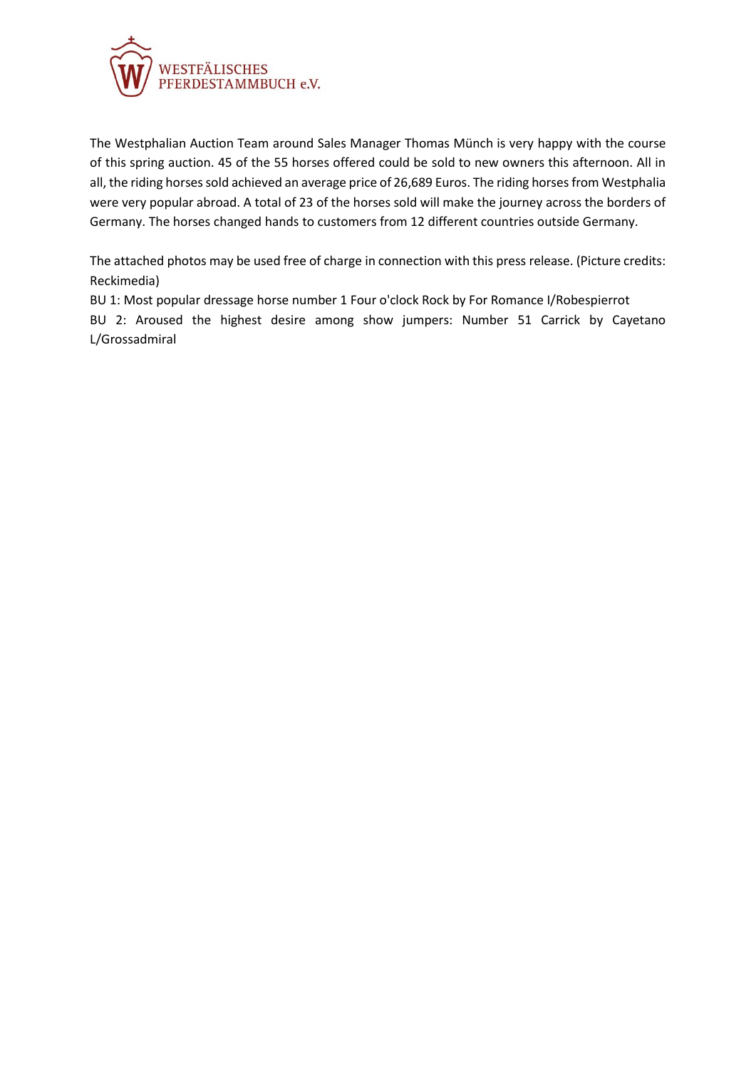The Westphalian Auction Team around Sales Manager Thomas Münch is very happy with the course of this spring auction. 45 of the 55 horses offered could be sold to new owners this afternoon. All in all, the riding horses sold achieved an average price of 26,689 Euros. The riding horses from Westphalia were very popular abroad. A total of 23 of the horses sold will make the journey across the borders of Germany. The horses changed hands to customers from 12 different countries outside Germany.

The attached photos may be used free of charge in connection with this press release. (Picture credits: Reckimedia)

BU 1: Most popular dressage horse number 1 Four o'clock Rock by For Romance I/Robespierrot

BU 2: Aroused the highest desire among show jumpers: Number 51 Carrick by Cayetano L/Grossadmiral